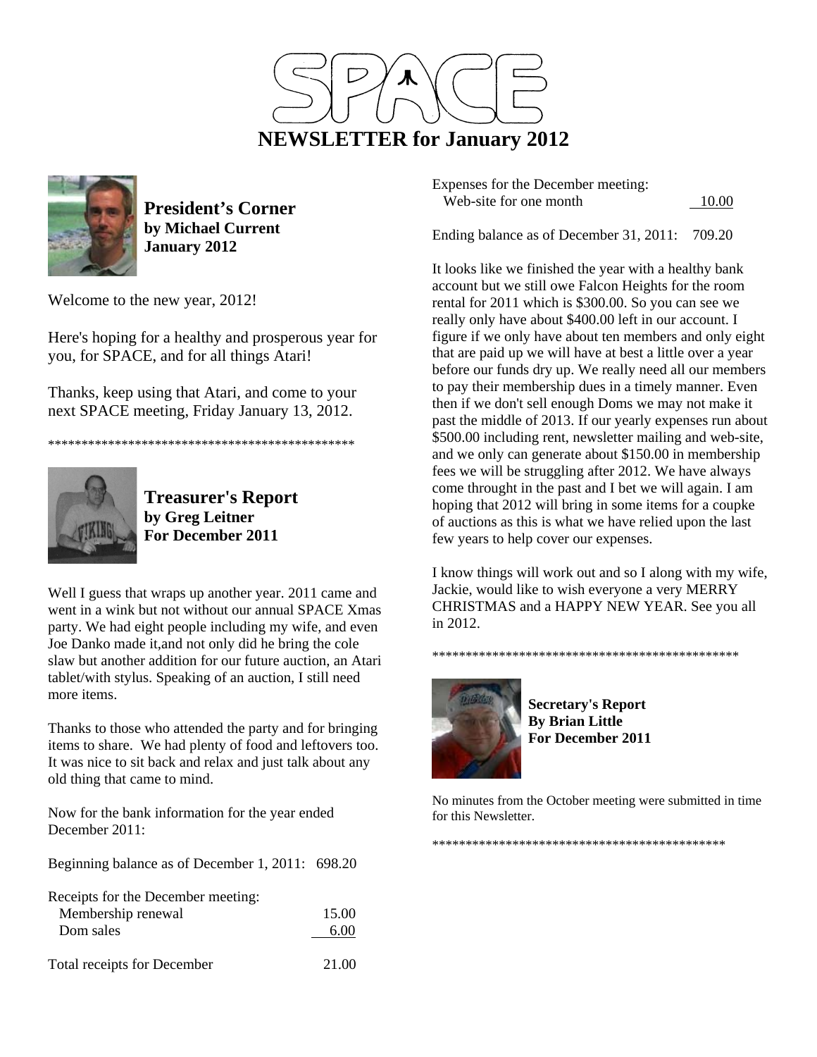# SPACE

# NEWSLETTER for January 2012

## President's Corner
**by Michael Current**
**January 2012**

Welcome to the new year, 2012!

Here's hoping for a healthy and prosperous year for you, for SPACE, and for all things Atari!

Thanks, keep using that Atari, and come to your next SPACE meeting, Friday January 13, 2012.

\*\*\*\*\*\*\*\*\*\*\*\*\*\*\*\*\*\*\*\*\*\*\*\*\*\*\*\*\*\*\*\*\*\*\*\*\*\*\*\*\*\*\*\*\*\*\*

## Treasurer's Report
**by Greg Leitner**
**For December 2011**

Well I guess that wraps up another year. 2011 came and went in a wink but not without our annual SPACE Xmas party. We had eight people including my wife, and even Joe Danko made it,and not only did he bring the cole slaw but another addition for our future auction, an Atari tablet/with stylus. Speaking of an auction, I still need more items.

Thanks to those who attended the party and for bringing items to share. We had plenty of food and leftovers too. It was nice to sit back and relax and just talk about any old thing that came to mind.

Now for the bank information for the year ended December 2011:

Beginning balance as of December 1, 2011: 698.20

| Receipts for the December meeting: | |
|---|---|
| Membership renewal | 15.00 |
| Dom sales | 6.00 |
| Total receipts for December | 21.00 |

| Expenses for the December meeting: | |
|---|---|
| Web-site for one month | 10.00 |

Ending balance as of December 31, 2011: 709.20

It looks like we finished the year with a healthy bank account but we still owe Falcon Heights for the room rental for 2011 which is $300.00. So you can see we really only have about $400.00 left in our account. I figure if we only have about ten members and only eight that are paid up we will have at best a little over a year before our funds dry up. We really need all our members to pay their membership dues in a timely manner. Even then if we don't sell enough Doms we may not make it past the middle of 2013. If our yearly expenses run about $500.00 including rent, newsletter mailing and web-site, and we only can generate about $150.00 in membership fees we will be struggling after 2012. We have always come throught in the past and I bet we will again. I am hoping that 2012 will bring in some items for a coupke of auctions as this is what we have relied upon the last few years to help cover our expenses.

I know things will work out and so I along with my wife, Jackie, would like to wish everyone a very MERRY CHRISTMAS and a HAPPY NEW YEAR. See you all in 2012.

\*\*\*\*\*\*\*\*\*\*\*\*\*\*\*\*\*\*\*\*\*\*\*\*\*\*\*\*\*\*\*\*\*\*\*\*\*\*\*\*\*\*\*\*\*\*\*

## Secretary's Report
**By Brian Little**
**For December 2011**

No minutes from the October meeting were submitted in time for this Newsletter.

\*\*\*\*\*\*\*\*\*\*\*\*\*\*\*\*\*\*\*\*\*\*\*\*\*\*\*\*\*\*\*\*\*\*\*\*\*\*\*\*\*\*\*\*\*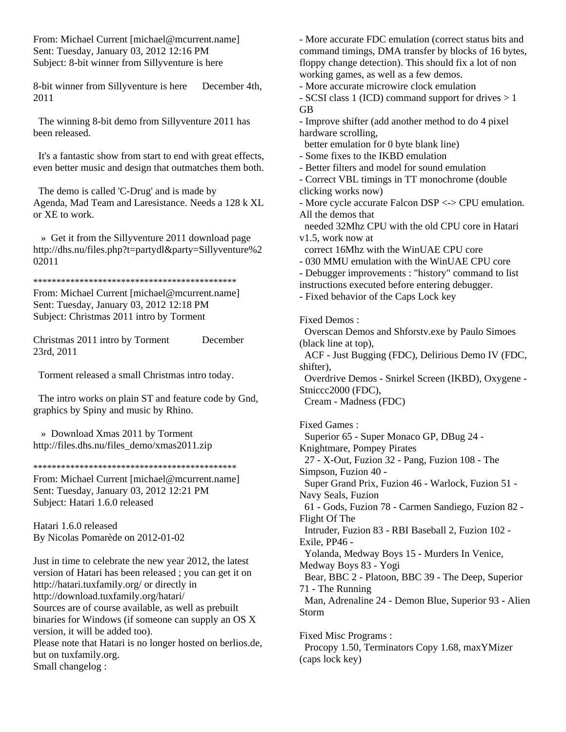From: Michael Current [michael@mcurrent.name]
Sent: Tuesday, January 03, 2012 12:16 PM
Subject: 8-bit winner from Sillyventure is here

8-bit winner from Sillyventure is here December 4th, 2011

The winning 8-bit demo from Sillyventure 2011 has been released.

It's a fantastic show from start to end with great effects, even better music and design that outmatches them both.

The demo is called 'C-Drug' and is made by Agenda, Mad Team and Laresistance. Needs a 128 k XL or XE to work.

» Get it from the Sillyventure 2011 download page
http://dhs.nu/files.php?t=partydl&party=Sillyventure%202011

*********************************************

From: Michael Current [michael@mcurrent.name]
Sent: Tuesday, January 03, 2012 12:18 PM
Subject: Christmas 2011 intro by Torment

Christmas 2011 intro by Torment December 23rd, 2011

Torment released a small Christmas intro today.

The intro works on plain ST and feature code by Gnd, graphics by Spiny and music by Rhino.

» Download Xmas 2011 by Torment
http://files.dhs.nu/files_demo/xmas2011.zip

*********************************************

From: Michael Current [michael@mcurrent.name]
Sent: Tuesday, January 03, 2012 12:21 PM
Subject: Hatari 1.6.0 released

Hatari 1.6.0 released
By Nicolas Pomarède on 2012-01-02

Just in time to celebrate the new year 2012, the latest version of Hatari has been released ; you can get it on http://hatari.tuxfamily.org/ or directly in http://download.tuxfamily.org/hatari/
Sources are of course available, as well as prebuilt binaries for Windows (if someone can supply an OS X version, it will be added too).
Please note that Hatari is no longer hosted on berlios.de, but on tuxfamily.org.
Small changelog :

- More accurate FDC emulation (correct status bits and command timings, DMA transfer by blocks of 16 bytes, floppy change detection). This should fix a lot of non working games, as well as a few demos.
- More accurate microwire clock emulation
- SCSI class 1 (ICD) command support for drives > 1 GB
- Improve shifter (add another method to do 4 pixel hardware scrolling,
  better emulation for 0 byte blank line)
- Some fixes to the IKBD emulation
- Better filters and model for sound emulation
- Correct VBL timings in TT monochrome (double clicking works now)
- More cycle accurate Falcon DSP <-> CPU emulation. All the demos that
  needed 32Mhz CPU with the old CPU core in Hatari v1.5, work now at
  correct 16Mhz with the WinUAE CPU core
- 030 MMU emulation with the WinUAE CPU core
- Debugger improvements : "history" command to list instructions executed before entering debugger.
- Fixed behavior of the Caps Lock key

Fixed Demos :
  Overscan Demos and Shforstv.exe by Paulo Simoes (black line at top),
  ACF - Just Bugging (FDC), Delirious Demo IV (FDC, shifter),
  Overdrive Demos - Snirkel Screen (IKBD), Oxygene - Stniccc2000 (FDC),
  Cream - Madness (FDC)

Fixed Games :
  Superior 65 - Super Monaco GP, DBug 24 - Knightmare, Pompey Pirates
  27 - X-Out, Fuzion 32 - Pang, Fuzion 108 - The Simpson, Fuzion 40 -
  Super Grand Prix, Fuzion 46 - Warlock, Fuzion 51 - Navy Seals, Fuzion
  61 - Gods, Fuzion 78 - Carmen Sandiego, Fuzion 82 - Flight Of The
  Intruder, Fuzion 83 - RBI Baseball 2, Fuzion 102 - Exile, PP46 -
  Yolanda, Medway Boys 15 - Murders In Venice, Medway Boys 83 - Yogi
  Bear, BBC 2 - Platoon, BBC 39 - The Deep, Superior 71 - The Running
  Man, Adrenaline 24 - Demon Blue, Superior 93 - Alien Storm

Fixed Misc Programs :
  Procopy 1.50, Terminators Copy 1.68, maxYMizer (caps lock key)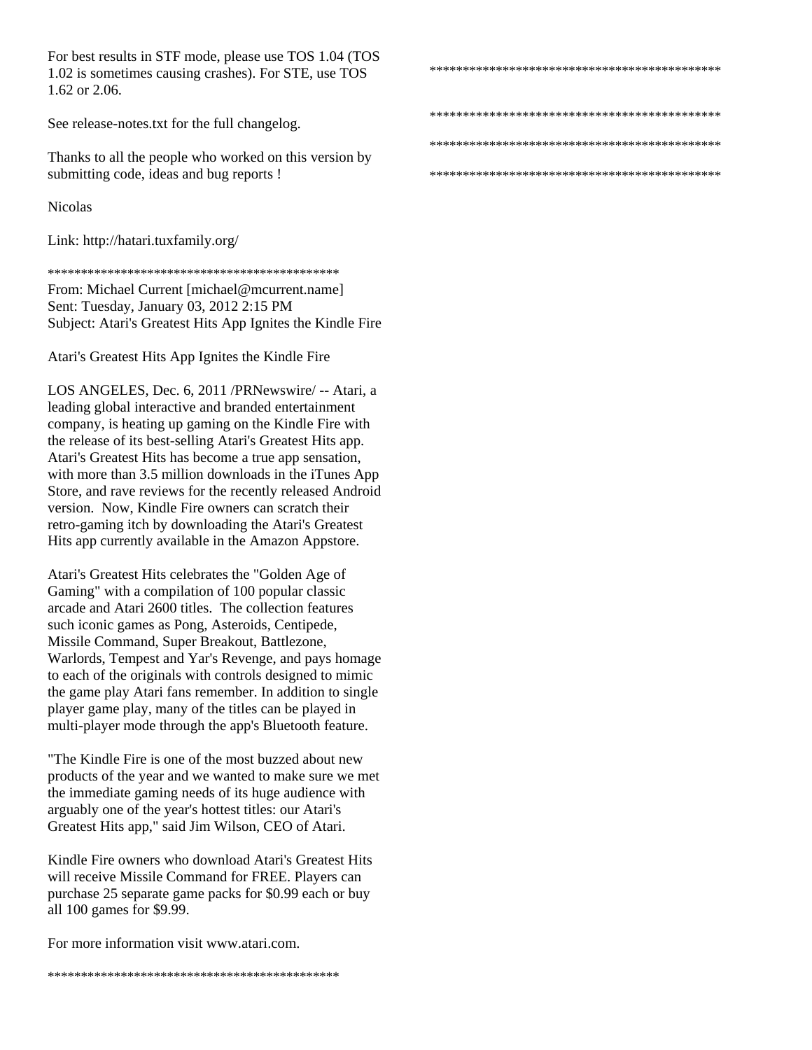For best results in STF mode, please use TOS 1.04 (TOS 1.02 is sometimes causing crashes). For STE, use TOS 1.62 or 2.06.

See release-notes.txt for the full changelog.

Thanks to all the people who worked on this version by submitting code, ideas and bug reports !

Nicolas

Link: http://hatari.tuxfamily.org/

********************************************

From: Michael Current [michael@mcurrent.name]
Sent: Tuesday, January 03, 2012 2:15 PM
Subject: Atari's Greatest Hits App Ignites the Kindle Fire

Atari's Greatest Hits App Ignites the Kindle Fire

LOS ANGELES, Dec. 6, 2011 /PRNewswire/ -- Atari, a leading global interactive and branded entertainment company, is heating up gaming on the Kindle Fire with the release of its best-selling Atari's Greatest Hits app. Atari's Greatest Hits has become a true app sensation, with more than 3.5 million downloads in the iTunes App Store, and rave reviews for the recently released Android version. Now, Kindle Fire owners can scratch their retro-gaming itch by downloading the Atari's Greatest Hits app currently available in the Amazon Appstore.

Atari's Greatest Hits celebrates the "Golden Age of Gaming" with a compilation of 100 popular classic arcade and Atari 2600 titles. The collection features such iconic games as Pong, Asteroids, Centipede, Missile Command, Super Breakout, Battlezone, Warlords, Tempest and Yar's Revenge, and pays homage to each of the originals with controls designed to mimic the game play Atari fans remember. In addition to single player game play, many of the titles can be played in multi-player mode through the app's Bluetooth feature.

"The Kindle Fire is one of the most buzzed about new products of the year and we wanted to make sure we met the immediate gaming needs of its huge audience with arguably one of the year's hottest titles: our Atari's Greatest Hits app," said Jim Wilson, CEO of Atari.

Kindle Fire owners who download Atari's Greatest Hits will receive Missile Command for FREE. Players can purchase 25 separate game packs for $0.99 each or buy all 100 games for $9.99.

For more information visit www.atari.com.

********************************************

********************************************

********************************************

********************************************

********************************************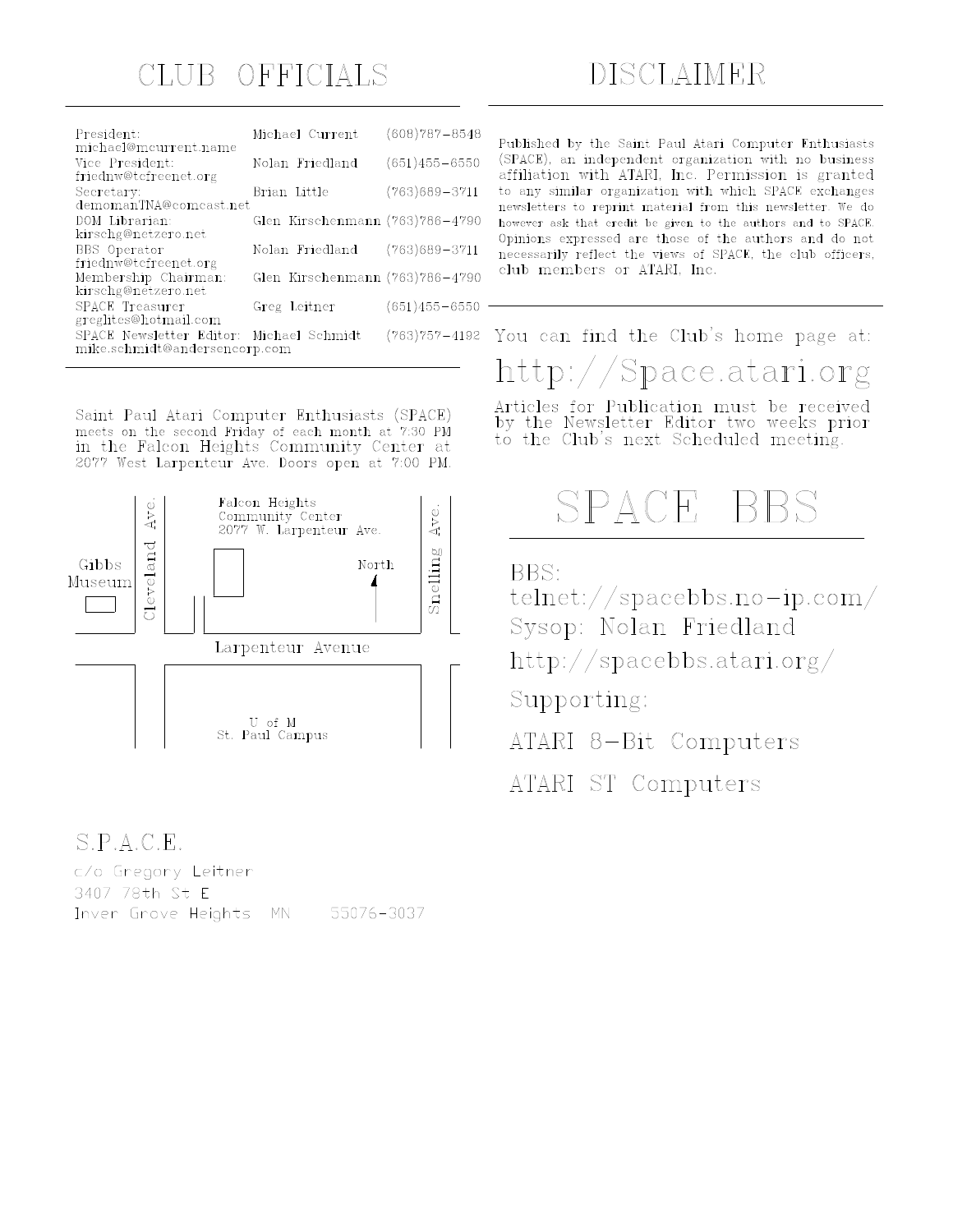# CLUB OFFICIALS

| | | |
|---|---|---|
| President: michael@mcurrent.name | Michael Current | (608)787-8548 |
| Vice President: friednw@tcfreenet.org | Nolan Friedland | (651)455-6550 |
| Secretary: demomanTNA@comcast.net | Brian Little | (763)689-3711 |
| DOM Librarian: kirschg@netzero.net | Glen Kirschenmann | (763)786-4790 |
| BBS Operator friednw@tcfreenet.org | Nolan Friedland | (763)689-3711 |
| Membership Chairman: kirschg@netzero.net | Glen Kirschenmann | (763)786-4790 |
| SPACE Treasurer greglites@hotmail.com | Greg Leitner | (651)455-6550 |
| SPACE Newsletter Editor: mike.schmidt@andersencorp.com | Michael Schmidt | (763)757-4192 |

Saint Paul Atari Computer Enthusiasts (SPACE) meets on the second Friday of each month at 7:30 PM in the Falcon Heights Community Center at 2077 West Larpenteur Ave. Doors open at 7:00 PM.

Gibbs Museum

Cleveland Ave.

Falcon Heights Community Center 2077 W. Larpenteur Ave.

North

Snelling Ave.

Larpenteur Avenue

U of M St. Paul Campus

# DISCLAIMER

Published by the Saint Paul Atari Computer Enthusiasts (SPACE), an independent organization with no business affiliation with ATARI, Inc. Permission is granted to any similar organization with which SPACE exchanges newsletters to reprint material from this newsletter. We do however ask that credit be given to the authors and to SPACE. Opinions expressed are those of the authors and do not necessarily reflect the views of SPACE, the club officers, club members or ATARI, Inc.

You can find the Club's home page at:

http://Space.atari.org

Articles for Publication must be received by the Newsletter Editor two weeks prior to the Club's next Scheduled meeting.

# SPACE BBS

BBS: telnet://spacebbs.no-ip.com/

Sysop: Nolan Friedland

http://spacebbs.atari.org/

Supporting:

ATARI 8-Bit Computers

ATARI ST Computers

S.P.A.C.E.
c/o Gregory Leitner
3407 78th St E
Inver Grove Heights MN 55076-3037